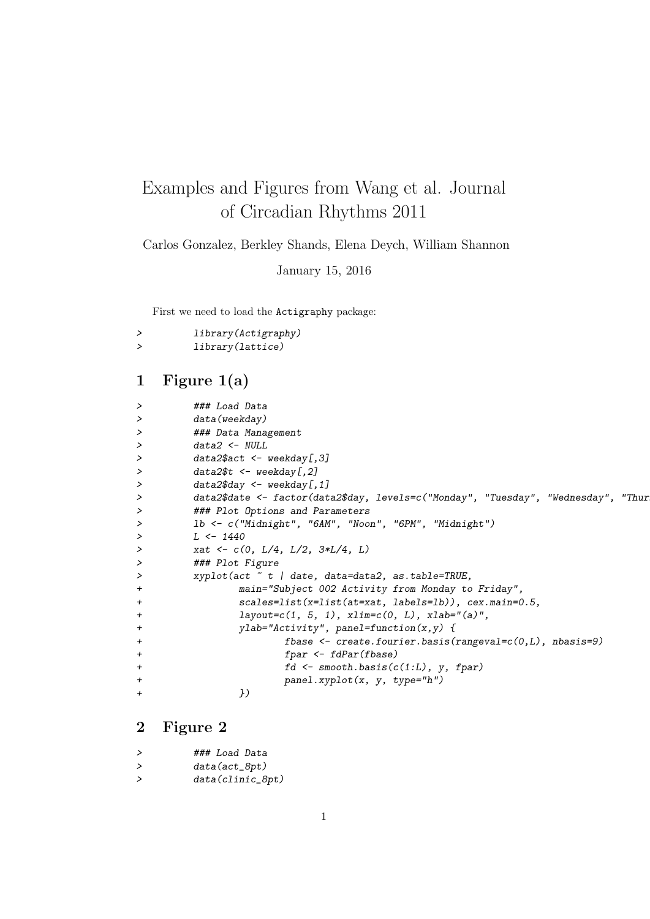# Examples and Figures from Wang et al. Journal of Circadian Rhythms 2011

Carlos Gonzalez, Berkley Shands, Elena Deych, William Shannon

January 15, 2016

First we need to load the `Actigraphy` package:

```
>         library(Actigraphy)
>         library(lattice)
```

## 1 Figure 1(a)

```
>         ### Load Data
>         data(weekday)
>         ### Data Management
>         data2 <- NULL
>         data2$act <- weekday[,3]
>         data2$t <- weekday[,2]
>         data2$day <- weekday[,1]
>         data2$date <- factor(data2$day, levels=c("Monday", "Tuesday", "Wednesday", "Thur
>         ### Plot Options and Parameters
>         lb <- c("Midnight", "6AM", "Noon", "6PM", "Midnight")
>         L <- 1440
>         xat <- c(0, L/4, L/2, 3*L/4, L)
>         ### Plot Figure
>         xyplot(act ~ t | date, data=data2, as.table=TRUE,
+                 main="Subject 002 Activity from Monday to Friday",
+                 scales=list(x=list(at=xat, labels=lb)), cex.main=0.5,
+                 layout=c(1, 5, 1), xlim=c(0, L), xlab="(a)",
+                 ylab="Activity", panel=function(x,y) {
+                         fbase <- create.fourier.basis(rangeval=c(0,L), nbasis=9)
+                         fpar <- fdPar(fbase)
+                         fd <- smooth.basis(c(1:L), y, fpar)
+                         panel.xyplot(x, y, type="h")
+                 })
```

## 2 Figure 2

```
>         ### Load Data
>         data(act_8pt)
>         data(clinic_8pt)
```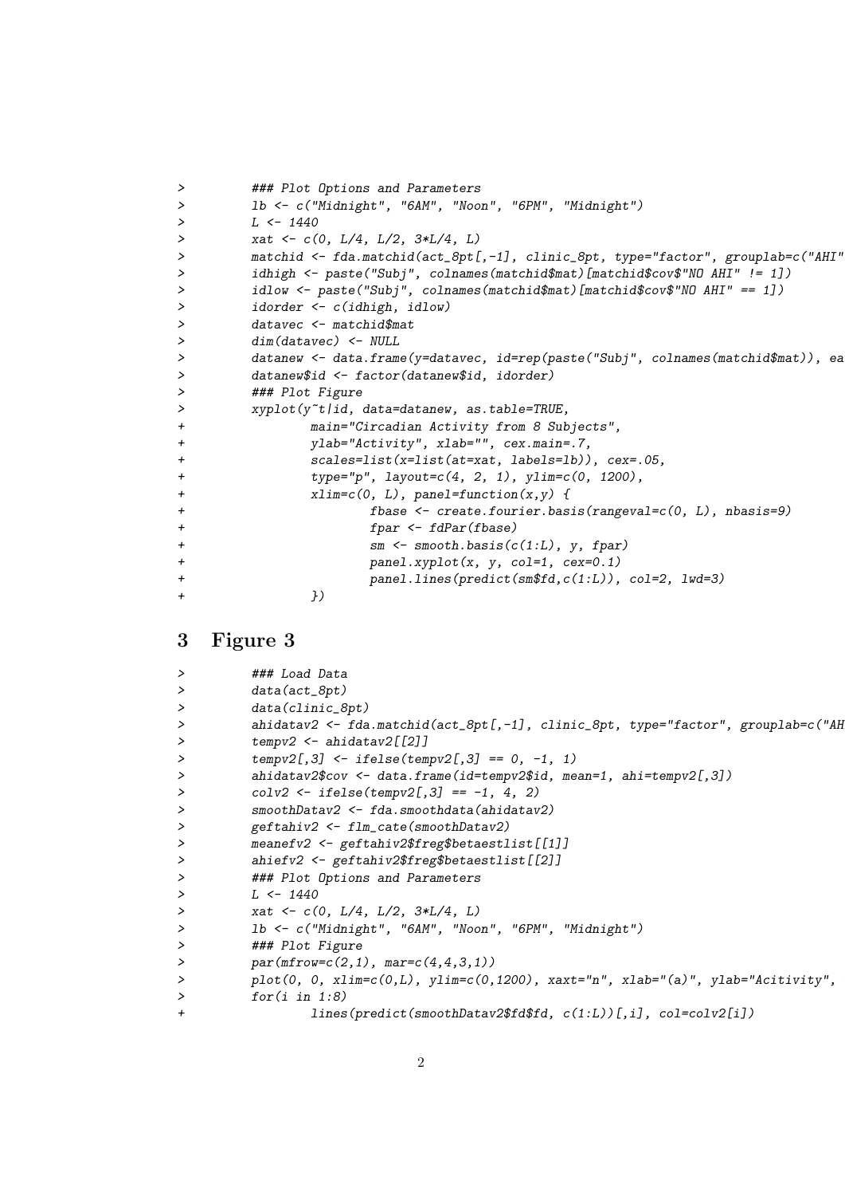```
>        ### Plot Options and Parameters
>        lb <- c("Midnight", "6AM", "Noon", "6PM", "Midnight")
>        L <- 1440
>        xat <- c(0, L/4, L/2, 3*L/4, L)
>        matchid <- fda.matchid(act_8pt[,-1], clinic_8pt, type="factor", grouplab=c("AHI"
>        idhigh <- paste("Subj", colnames(matchid$mat)[matchid$cov$"NO AHI" != 1])
>        idlow <- paste("Subj", colnames(matchid$mat)[matchid$cov$"NO AHI" == 1])
>        idorder <- c(idhigh, idlow)
>        datavec <- matchid$mat
>        dim(datavec) <- NULL
>        datanew <- data.frame(y=datavec, id=rep(paste("Subj", colnames(matchid$mat)), ea
>        datanew$id <- factor(datanew$id, idorder)
>        ### Plot Figure
>        xyplot(y~t|id, data=datanew, as.table=TRUE,
+                main="Circadian Activity from 8 Subjects",
+                ylab="Activity", xlab="", cex.main=.7,
+                scales=list(x=list(at=xat, labels=lb)), cex=.05,
+                type="p", layout=c(4, 2, 1), ylim=c(0, 1200),
+                xlim=c(0, L), panel=function(x,y) {
+                        fbase <- create.fourier.basis(rangeval=c(0, L), nbasis=9)
+                        fpar <- fdPar(fbase)
+                        sm <- smooth.basis(c(1:L), y, fpar)
+                        panel.xyplot(x, y, col=1, cex=0.1)
+                        panel.lines(predict(sm$fd,c(1:L)), col=2, lwd=3)
+                })
```

# 3 Figure 3

```
>        ### Load Data
>        data(act_8pt)
>        data(clinic_8pt)
>        ahidatav2 <- fda.matchid(act_8pt[,-1], clinic_8pt, type="factor", grouplab=c("AH
>        tempv2 <- ahidatav2[[2]]
>        tempv2[,3] <- ifelse(tempv2[,3] == 0, -1, 1)
>        ahidatav2$cov <- data.frame(id=tempv2$id, mean=1, ahi=tempv2[,3])
>        colv2 <- ifelse(tempv2[,3] == -1, 4, 2)
>        smoothDatav2 <- fda.smoothdata(ahidatav2)
>        geftahiv2 <- flm_cate(smoothDatav2)
>        meanefv2 <- geftahiv2$freg$betaestlist[[1]]
>        ahiefv2 <- geftahiv2$freg$betaestlist[[2]]
>        ### Plot Options and Parameters
>        L <- 1440
>        xat <- c(0, L/4, L/2, 3*L/4, L)
>        lb <- c("Midnight", "6AM", "Noon", "6PM", "Midnight")
>        ### Plot Figure
>        par(mfrow=c(2,1), mar=c(4,4,3,1))
>        plot(0, 0, xlim=c(0,L), ylim=c(0,1200), xaxt="n", xlab="(a)", ylab="Acitivity",
>        for(i in 1:8)
+                lines(predict(smoothDatav2$fd$fd, c(1:L))[,i], col=colv2[i])
```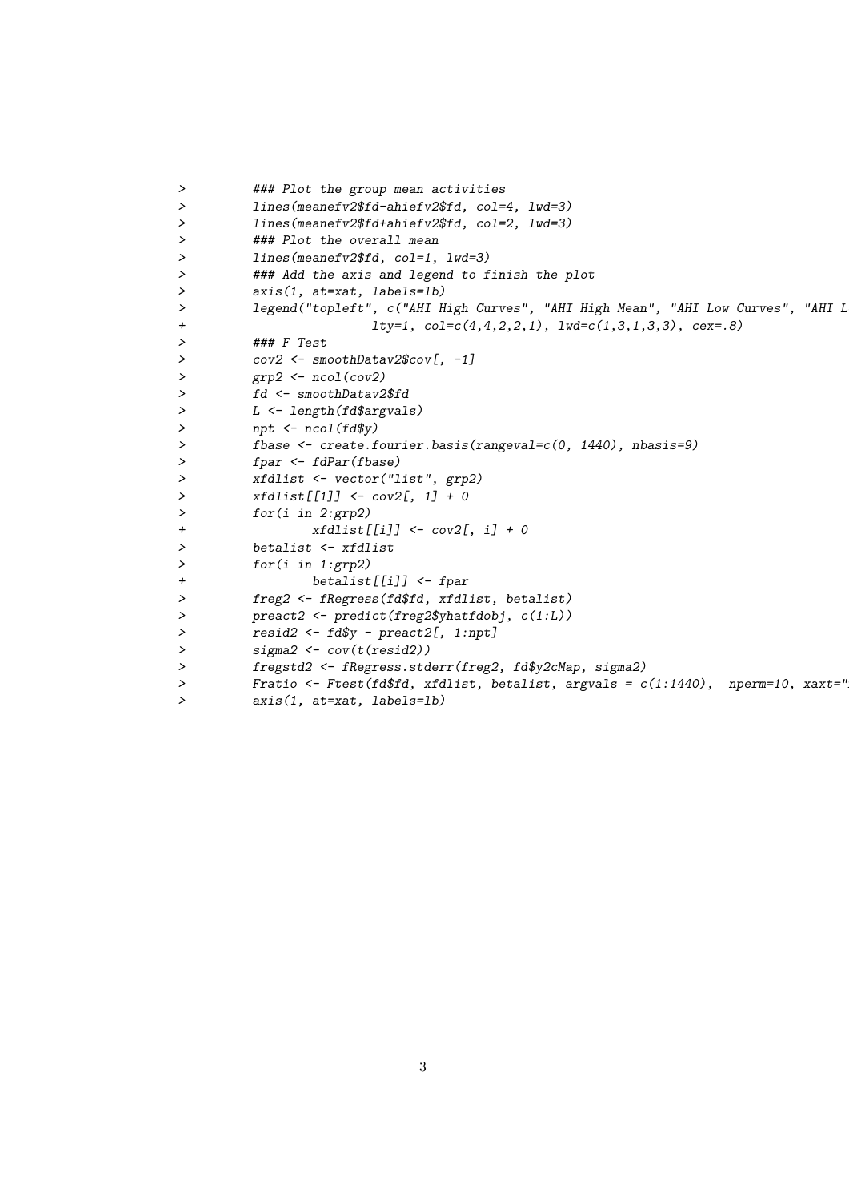```
>         ### Plot the group mean activities
>         lines(meanefv2$fd-ahiefv2$fd, col=4, lwd=3)
>         lines(meanefv2$fd+ahiefv2$fd, col=2, lwd=3)
>         ### Plot the overall mean
>         lines(meanefv2$fd, col=1, lwd=3)
>         ### Add the axis and legend to finish the plot
>         axis(1, at=xat, labels=lb)
>         legend("topleft", c("AHI High Curves", "AHI High Mean", "AHI Low Curves", "AHI L
+                       lty=1, col=c(4,4,2,2,1), lwd=c(1,3,1,3,3), cex=.8)
>         ### F Test
>         cov2 <- smoothDatav2$cov[, -1]
>         grp2 <- ncol(cov2)
>         fd <- smoothDatav2$fd
>         L <- length(fd$argvals)
>         npt <- ncol(fd$y)
>         fbase <- create.fourier.basis(rangeval=c(0, 1440), nbasis=9)
>         fpar <- fdPar(fbase)
>         xfdlist <- vector("list", grp2)
>         xfdlist[[1]] <- cov2[, 1] + 0
>         for(i in 2:grp2)
+                 xfdlist[[i]] <- cov2[, i] + 0
>         betalist <- xfdlist
>         for(i in 1:grp2)
+                 betalist[[i]] <- fpar
>         freg2 <- fRegress(fd$fd, xfdlist, betalist)
>         preact2 <- predict(freg2$yhatfdobj, c(1:L))
>         resid2 <- fd$y - preact2[, 1:npt]
>         sigma2 <- cov(t(resid2))
>         fregstd2 <- fRegress.stderr(freg2, fd$y2cMap, sigma2)
>         Fratio <- Ftest(fd$fd, xfdlist, betalist, argvals = c(1:1440),  nperm=10, xaxt="
>         axis(1, at=xat, labels=lb)
```